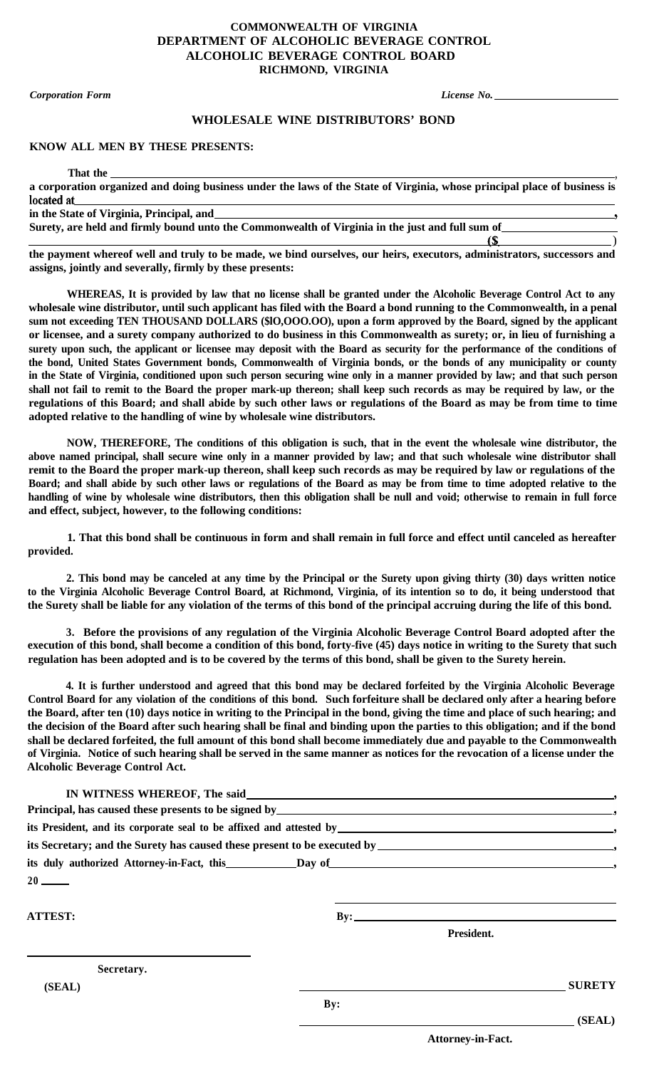**COMMONWEALTH OF VIRGINIA**
**DEPARTMENT OF ALCOHOLIC BEVERAGE CONTROL**
**ALCOHOLIC BEVERAGE CONTROL BOARD**
**RICHMOND, VIRGINIA**

*Corporation Form* *License No.* ____________________

## WHOLESALE WINE DISTRIBUTORS' BOND

**KNOW ALL MEN BY THESE PRESENTS:**

**That the** ________________________________________________________________________,
**a corporation organized and doing business under the laws of the State of Virginia, whose principal place of business is located at** ________________________________________________________________________
**in the State of Virginia, Principal, and** ________________________________________________________________________,
**Surety, are held and firmly bound unto the Commonwealth of Virginia in the just and full sum of** ____________________
________________________________________________________________________ **($** ________________ **)**
**the payment whereof well and truly to be made, we bind ourselves, our heirs, executors, administrators, successors and assigns, jointly and severally, firmly by these presents:**

**WHEREAS, It is provided by law that no license shall be granted under the Alcoholic Beverage Control Act to any wholesale wine distributor, until such applicant has filed with the Board a bond running to the Commonwealth, in a penal sum not exceeding TEN THOUSAND DOLLARS ($lO,OOO.OO), upon a form approved by the Board, signed by the applicant or licensee, and a surety company authorized to do business in this Commonwealth as surety; or, in lieu of furnishing a surety upon such, the applicant or licensee may deposit with the Board as security for the performance of the conditions of the bond, United States Government bonds, Commonwealth of Virginia bonds, or the bonds of any municipality or county in the State of Virginia, conditioned upon such person securing wine only in a manner provided by law; and that such person shall not fail to remit to the Board the proper mark-up thereon; shall keep such records as may be required by law, or the regulations of this Board; and shall abide by such other laws or regulations of the Board as may be from time to time adopted relative to the handling of wine by wholesale wine distributors.**

**NOW, THEREFORE, The conditions of this obligation is such, that in the event the wholesale wine distributor, the above named principal, shall secure wine only in a manner provided by law; and that such wholesale wine distributor shall remit to the Board the proper mark-up thereon, shall keep such records as may be required by law or regulations of the Board; and shall abide by such other laws or regulations of the Board as may be from time to time adopted relative to the handling of wine by wholesale wine distributors, then this obligation shall be null and void; otherwise to remain in full force and effect, subject, however, to the following conditions:**

**1. That this bond shall be continuous in form and shall remain in full force and effect until canceled as hereafter provided.**

**2. This bond may be canceled at any time by the Principal or the Surety upon giving thirty (30) days written notice to the Virginia Alcoholic Beverage Control Board, at Richmond, Virginia, of its intention so to do, it being understood that the Surety shall be liable for any violation of the terms of this bond of the principal accruing during the life of this bond.**

**3. Before the provisions of any regulation of the Virginia Alcoholic Beverage Control Board adopted after the execution of this bond, shall become a condition of this bond, forty-five (45) days notice in writing to the Surety that such regulation has been adopted and is to be covered by the terms of this bond, shall be given to the Surety herein.**

**4. It is further understood and agreed that this bond may be declared forfeited by the Virginia Alcoholic Beverage Control Board for any violation of the conditions of this bond. Such forfeiture shall be declared only after a hearing before the Board, after ten (10) days notice in writing to the Principal in the bond, giving the time and place of such hearing; and the decision of the Board after such hearing shall be final and binding upon the parties to this obligation; and if the bond shall be declared forfeited, the full amount of this bond shall become immediately due and payable to the Commonwealth of Virginia. Notice of such hearing shall be served in the same manner as notices for the revocation of a license under the Alcoholic Beverage Control Act.**

**IN WITNESS WHEREOF, The said** ________________________________________________________________________,
**Principal, has caused these presents to be signed by** ________________________________________________________________________,
**its President, and its corporate seal to be affixed and attested by** ________________________________________________________________________,
**its Secretary; and the Surety has caused these present to be executed by** ________________________________________________________________________,
**its duly authorized Attorney-in-Fact, this** ____________ **Day of** ________________________________________________,
**20** _____

________________________________________

**ATTEST:** **By:** ________________________________________
**President.**

________________________________________
**Secretary.**
**(SEAL)**

________________________________________ **SURETY**

**By:**
________________________________________ **(SEAL)**
**Attorney-in-Fact.**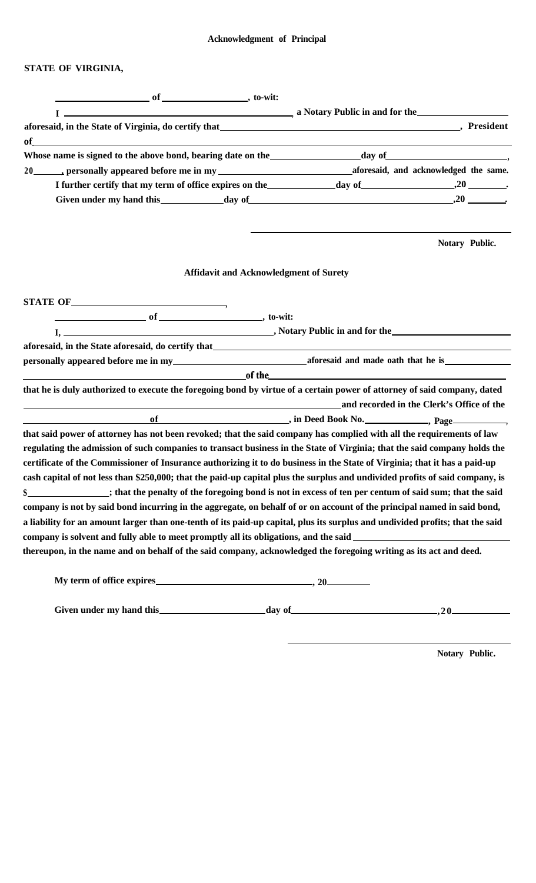## Acknowledgment of Principal

**STATE OF VIRGINIA,**

**\_\_\_\_\_\_\_\_\_\_\_\_\_\_\_\_\_\_\_\_ of \_\_\_\_\_\_\_\_\_\_\_\_\_\_\_\_\_\_\_\_, to-wit:**

**I \_\_\_\_\_\_\_\_\_\_\_\_\_\_\_\_\_\_\_\_\_\_\_\_\_\_\_\_\_\_\_\_\_\_\_\_\_\_\_\_\_\_\_\_\_\_\_\_\_\_, a Notary Public in and for the\_\_\_\_\_\_\_\_\_\_\_\_\_\_\_\_\_\_\_\_ aforesaid, in the State of Virginia, do certify that\_\_\_\_\_\_\_\_\_\_\_\_\_\_\_\_\_\_\_\_\_\_\_\_\_\_\_\_\_\_\_\_\_\_\_\_\_\_\_\_\_\_\_\_\_\_\_\_\_\_, President of\_\_\_\_\_\_\_\_\_\_\_\_\_\_\_\_\_\_\_\_\_\_\_\_\_\_\_\_\_\_\_\_\_\_\_\_\_\_\_\_\_\_\_\_\_\_\_\_\_\_\_\_\_\_\_\_\_\_\_\_\_\_\_\_\_\_\_\_\_\_\_\_\_\_\_\_\_\_\_\_\_\_\_\_\_\_\_\_\_\_**

**Whose name is signed to the above bond, bearing date on the\_\_\_\_\_\_\_\_\_\_\_\_\_\_\_\_\_\_\_\_day of\_\_\_\_\_\_\_\_\_\_\_\_\_\_\_\_\_\_\_\_\_\_\_\_\_\_\_, 20\_\_\_\_\_\_, personally appeared before me in my \_\_\_\_\_\_\_\_\_\_\_\_\_\_\_\_\_\_\_\_\_\_\_\_\_\_\_\_\_\_aforesaid, and acknowledged the same.**

**I further certify that my term of office expires on the\_\_\_\_\_\_\_\_\_\_\_\_\_\_\_day of\_\_\_\_\_\_\_\_\_\_\_\_\_\_\_\_\_\_\_\_\_,20 \_\_\_\_\_\_\_\_\_.**

**Given under my hand this\_\_\_\_\_\_\_\_\_\_\_\_\_\_day of\_\_\_\_\_\_\_\_\_\_\_\_\_\_\_\_\_\_\_\_\_\_\_\_\_\_\_\_\_\_\_\_\_\_\_\_\_\_\_\_\_\_\_\_\_\_\_\_,20 \_\_\_\_\_\_\_\_\_.**

\_\_\_\_\_\_\_\_\_\_\_\_\_\_\_\_\_\_\_\_\_\_\_\_\_\_\_\_\_\_\_\_\_\_\_\_\_\_\_\_\_\_\_\_\_\_\_\_\_\_

**Notary Public.**

## Affidavit and Acknowledgment of Surety

**STATE OF\_\_\_\_\_\_\_\_\_\_\_\_\_\_\_\_\_\_\_\_\_\_\_\_\_\_\_\_\_\_\_\_\_\_\_\_,**

**\_\_\_\_\_\_\_\_\_\_\_\_\_\_\_\_\_\_\_\_ of \_\_\_\_\_\_\_\_\_\_\_\_\_\_\_\_\_\_\_\_\_\_\_\_, to-wit:**

**I, \_\_\_\_\_\_\_\_\_\_\_\_\_\_\_\_\_\_\_\_\_\_\_\_\_\_\_\_\_\_\_\_\_\_\_\_\_\_\_\_\_\_\_\_\_\_\_\_\_\_\_\_, Notary Public in and for the\_\_\_\_\_\_\_\_\_\_\_\_\_\_\_\_\_\_\_\_\_\_\_\_\_\_\_\_ aforesaid, in the State aforesaid, do certify that\_\_\_\_\_\_\_\_\_\_\_\_\_\_\_\_\_\_\_\_\_\_\_\_\_\_\_\_\_\_\_\_\_\_\_\_\_\_\_\_\_\_\_\_\_\_\_\_\_\_\_\_\_\_\_\_\_\_\_\_\_\_\_\_\_\_\_\_\_ personally appeared before me in my\_\_\_\_\_\_\_\_\_\_\_\_\_\_\_\_\_\_\_\_\_\_\_\_\_\_\_\_\_\_aforesaid and made oath that he is\_\_\_\_\_\_\_\_\_\_\_\_\_\_\_\_ \_\_\_\_\_\_\_\_\_\_\_\_\_\_\_\_\_\_\_\_\_\_\_\_\_\_\_\_\_\_\_\_\_\_\_\_\_\_\_\_\_\_\_\_\_\_\_\_\_\_of the\_\_\_\_\_\_\_\_\_\_\_\_\_\_\_\_\_\_\_\_\_\_\_\_\_\_\_\_\_\_\_\_\_\_\_\_\_\_\_\_\_\_\_\_\_\_\_\_\_\_\_\_\_\_\_\_\_\_\_ that he is duly authorized to execute the foregoing bond by virtue of a certain power of attorney of said company, dated \_\_\_\_\_\_\_\_\_\_\_\_\_\_\_\_\_\_\_\_\_\_\_\_\_\_\_\_\_\_\_\_\_\_\_\_\_\_\_\_\_\_\_\_\_\_\_\_\_\_\_\_\_\_\_\_\_\_\_\_\_\_\_and recorded in the Clerk's Office of the \_\_\_\_\_\_\_\_\_\_\_\_\_\_\_\_\_\_\_\_\_\_\_\_\_\_\_\_ of \_\_\_\_\_\_\_\_\_\_\_\_\_\_\_\_\_\_\_\_\_\_\_\_\_\_\_\_\_\_\_\_, in Deed Book No.\_\_\_\_\_\_\_\_\_\_\_\_\_\_\_, Page\_\_\_\_\_\_\_\_\_\_\_\_, that said power of attorney has not been revoked; that the said company has complied with all the requirements of law regulating the admission of such companies to transact business in the State of Virginia; that the said company holds the certificate of the Commissioner of Insurance authorizing it to do business in the State of Virginia; that it has a paid-up cash capital of not less than $250,000; that the paid-up capital plus the surplus and undivided profits of said company, is $\_\_\_\_\_\_\_\_\_\_\_\_\_\_\_\_\_\_; that the penalty of the foregoing bond is not in excess of ten per centum of said sum; that the said company is not by said bond incurring in the aggregate, on behalf of or on account of the principal named in said bond, a liability for an amount larger than one-tenth of its paid-up capital, plus its surplus and undivided profits; that the said company is solvent and fully able to meet promptly all its obligations, and the said \_\_\_\_\_\_\_\_\_\_\_\_\_\_\_\_\_\_\_\_\_\_\_\_\_\_\_\_\_\_\_\_\_\_\_\_ thereupon, in the name and on behalf of the said company, acknowledged the foregoing writing as its act and deed.**

**My term of office expires\_\_\_\_\_\_\_\_\_\_\_\_\_\_\_\_\_\_\_\_\_\_\_\_\_\_\_\_\_\_\_\_\_\_\_\_\_\_, 20\_\_\_\_\_\_\_\_\_\_**

**Given under my hand this\_\_\_\_\_\_\_\_\_\_\_\_\_\_\_\_\_\_\_\_\_\_\_\_\_\_day of\_\_\_\_\_\_\_\_\_\_\_\_\_\_\_\_\_\_\_\_\_\_\_\_\_\_\_\_\_\_\_\_\_\_\_\_, 20\_\_\_\_\_\_\_\_\_\_\_\_\_\_**

\_\_\_\_\_\_\_\_\_\_\_\_\_\_\_\_\_\_\_\_\_\_\_\_\_\_\_\_\_\_\_\_\_\_\_\_\_\_\_\_\_\_\_\_\_\_\_\_\_\_

**Notary Public.**